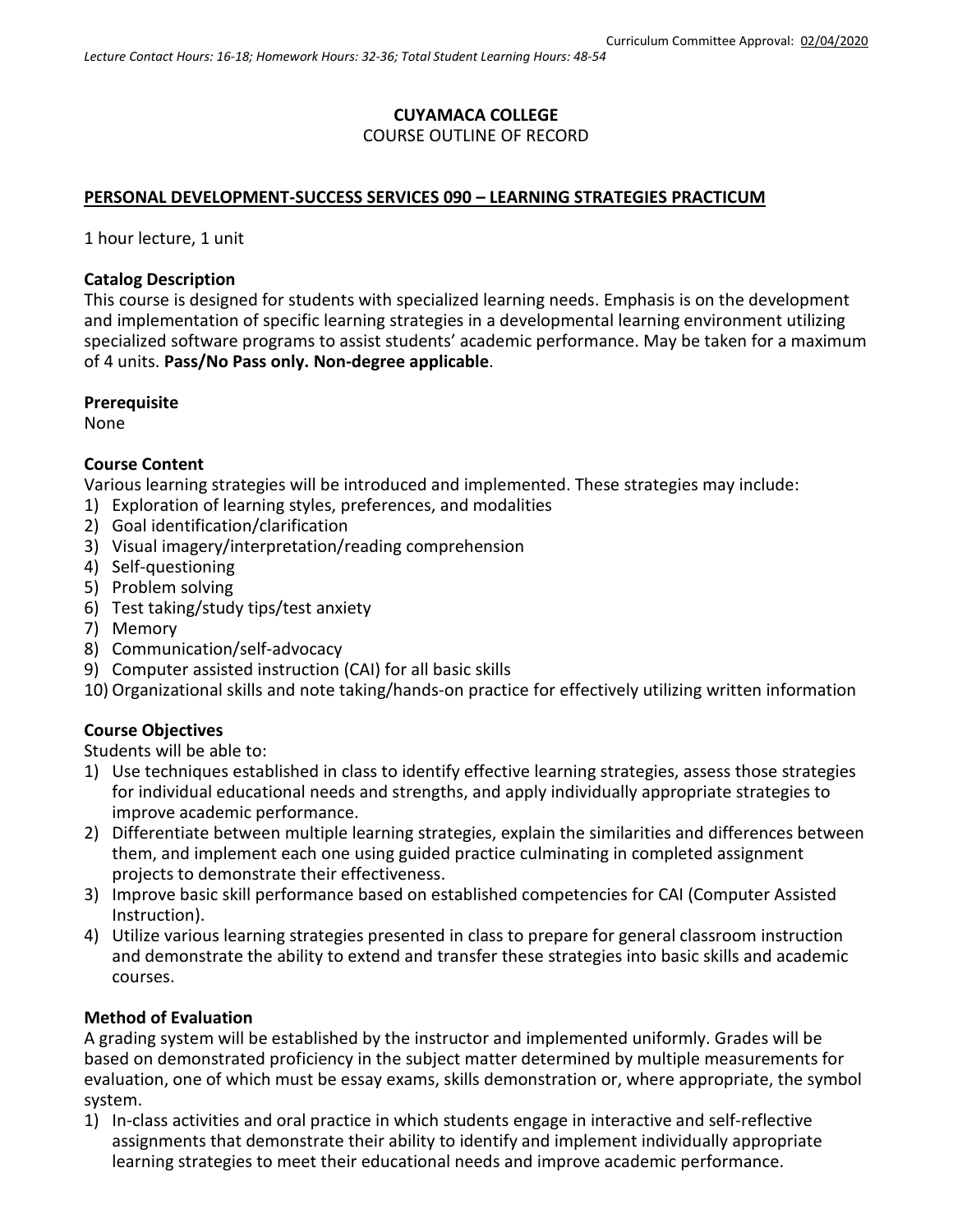Curriculum Committee Approval: 02/04/2020

*Lecture Contact Hours: 16-18; Homework Hours: 32-36; Total Student Learning Hours: 48-54*

**CUYAMACA COLLEGE**
COURSE OUTLINE OF RECORD

**PERSONAL DEVELOPMENT-SUCCESS SERVICES 090 – LEARNING STRATEGIES PRACTICUM**

1 hour lecture, 1 unit

### Catalog Description

This course is designed for students with specialized learning needs. Emphasis is on the development and implementation of specific learning strategies in a developmental learning environment utilizing specialized software programs to assist students' academic performance. May be taken for a maximum of 4 units. **Pass/No Pass only. Non-degree applicable**.

### Prerequisite

None

### Course Content

Various learning strategies will be introduced and implemented. These strategies may include:

1) Exploration of learning styles, preferences, and modalities
2) Goal identification/clarification
3) Visual imagery/interpretation/reading comprehension
4) Self-questioning
5) Problem solving
6) Test taking/study tips/test anxiety
7) Memory
8) Communication/self-advocacy
9) Computer assisted instruction (CAI) for all basic skills
10) Organizational skills and note taking/hands-on practice for effectively utilizing written information

### Course Objectives

Students will be able to:

1) Use techniques established in class to identify effective learning strategies, assess those strategies for individual educational needs and strengths, and apply individually appropriate strategies to improve academic performance.
2) Differentiate between multiple learning strategies, explain the similarities and differences between them, and implement each one using guided practice culminating in completed assignment projects to demonstrate their effectiveness.
3) Improve basic skill performance based on established competencies for CAI (Computer Assisted Instruction).
4) Utilize various learning strategies presented in class to prepare for general classroom instruction and demonstrate the ability to extend and transfer these strategies into basic skills and academic courses.

### Method of Evaluation

A grading system will be established by the instructor and implemented uniformly. Grades will be based on demonstrated proficiency in the subject matter determined by multiple measurements for evaluation, one of which must be essay exams, skills demonstration or, where appropriate, the symbol system.

1) In-class activities and oral practice in which students engage in interactive and self-reflective assignments that demonstrate their ability to identify and implement individually appropriate learning strategies to meet their educational needs and improve academic performance.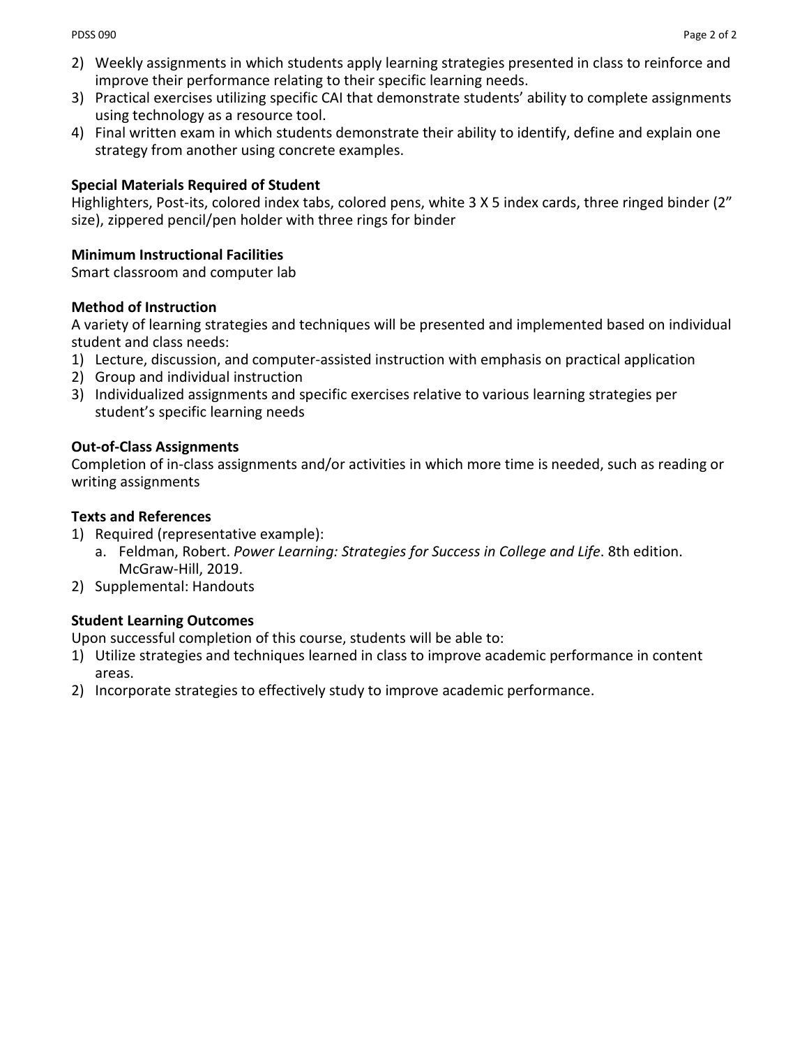2) Weekly assignments in which students apply learning strategies presented in class to reinforce and improve their performance relating to their specific learning needs.
3) Practical exercises utilizing specific CAI that demonstrate students' ability to complete assignments using technology as a resource tool.
4) Final written exam in which students demonstrate their ability to identify, define and explain one strategy from another using concrete examples.

**Special Materials Required of Student**

Highlighters, Post-its, colored index tabs, colored pens, white 3 X 5 index cards, three ringed binder (2" size), zippered pencil/pen holder with three rings for binder

**Minimum Instructional Facilities**

Smart classroom and computer lab

**Method of Instruction**

A variety of learning strategies and techniques will be presented and implemented based on individual student and class needs:

1) Lecture, discussion, and computer-assisted instruction with emphasis on practical application
2) Group and individual instruction
3) Individualized assignments and specific exercises relative to various learning strategies per student's specific learning needs

**Out-of-Class Assignments**

Completion of in-class assignments and/or activities in which more time is needed, such as reading or writing assignments

**Texts and References**

1) Required (representative example):
   a. Feldman, Robert. *Power Learning: Strategies for Success in College and Life*. 8th edition. McGraw-Hill, 2019.
2) Supplemental: Handouts

**Student Learning Outcomes**

Upon successful completion of this course, students will be able to:

1) Utilize strategies and techniques learned in class to improve academic performance in content areas.
2) Incorporate strategies to effectively study to improve academic performance.